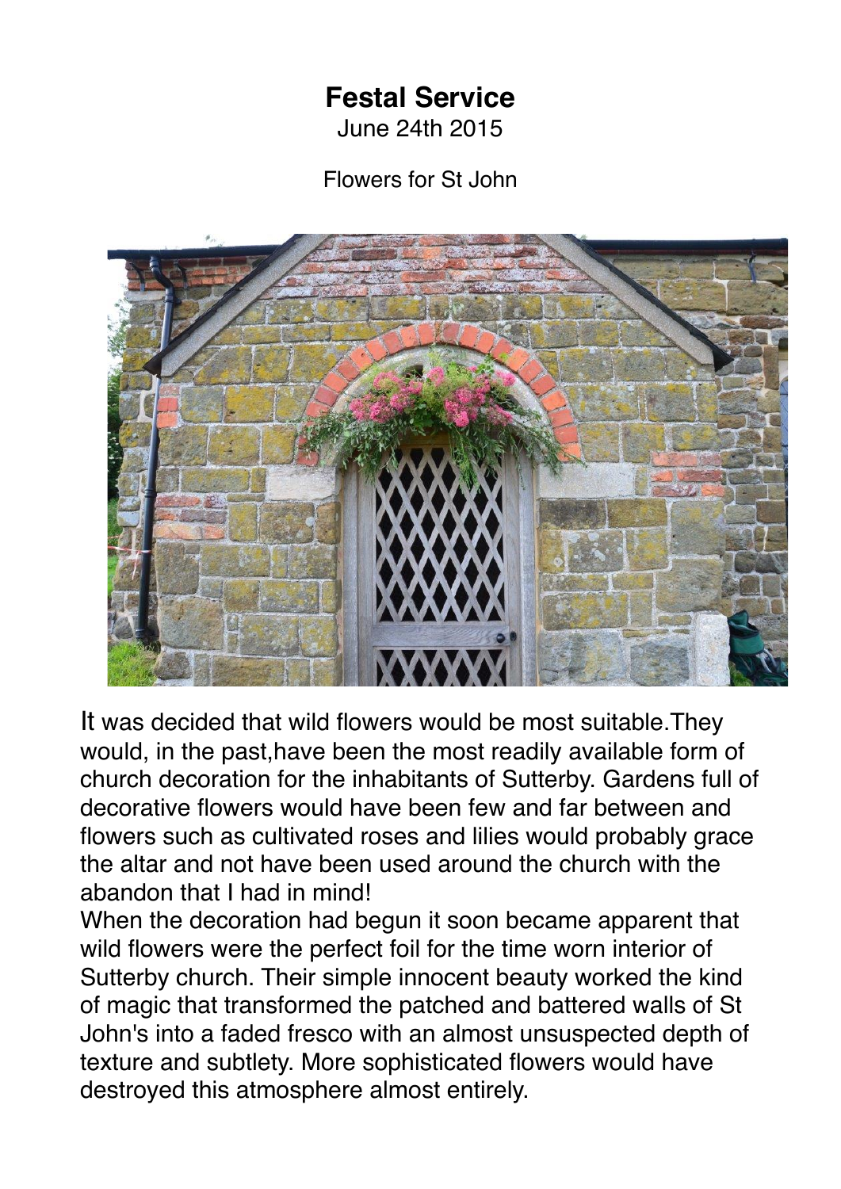# Festal Service

June 24th 2015

Flowers for St John

It was decided that wild flowers would be most suitable.They would, in the past,have been the most readily available form of church decoration for the inhabitants of Sutterby. Gardens full of decorative flowers would have been few and far between and flowers such as cultivated roses and lilies would probably grace the altar and not have been used around the church with the abandon that I had in mind!

When the decoration had begun it soon became apparent that wild flowers were the perfect foil for the time worn interior of Sutterby church. Their simple innocent beauty worked the kind of magic that transformed the patched and battered walls of St John's into a faded fresco with an almost unsuspected depth of texture and subtlety. More sophisticated flowers would have destroyed this atmosphere almost entirely.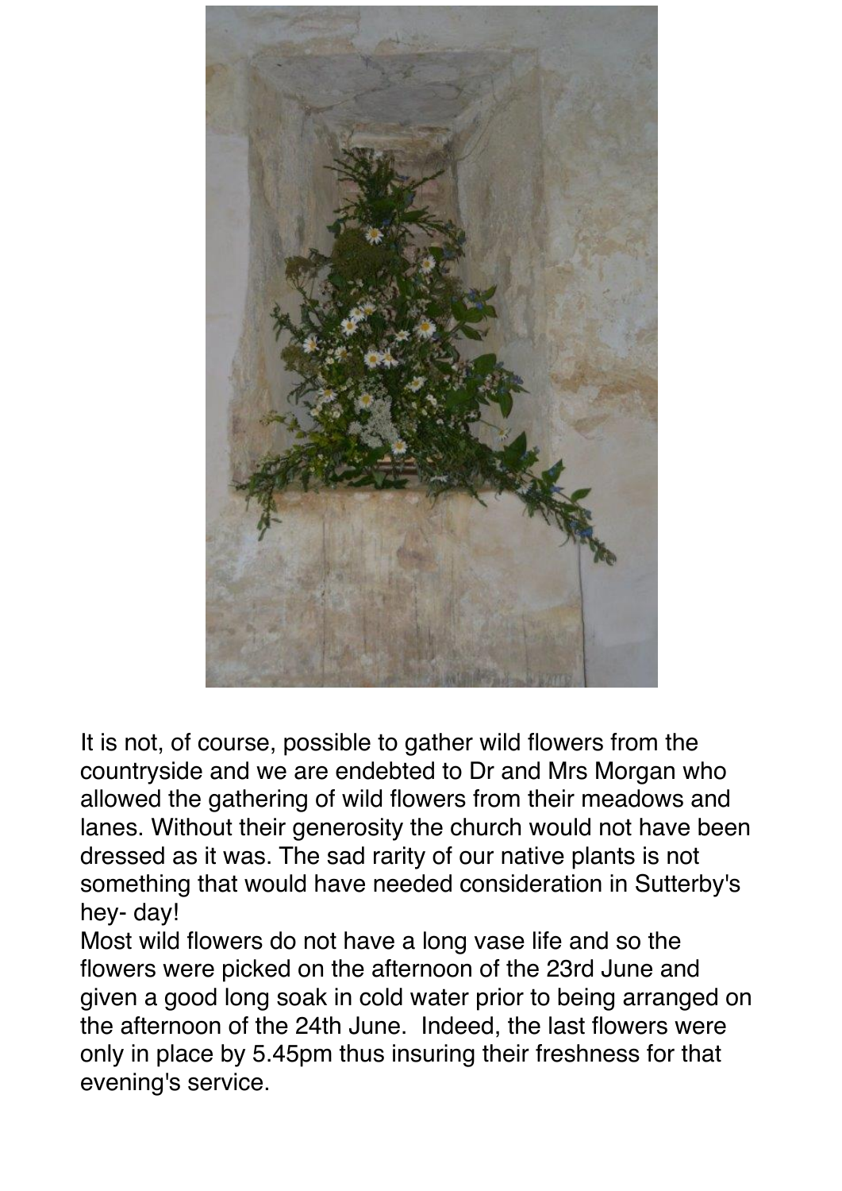It is not, of course, possible to gather wild flowers from the countryside and we are endebted to Dr and Mrs Morgan who allowed the gathering of wild flowers from their meadows and lanes. Without their generosity the church would not have been dressed as it was. The sad rarity of our native plants is not something that would have needed consideration in Sutterby's hey- day!

Most wild flowers do not have a long vase life and so the flowers were picked on the afternoon of the 23rd June and given a good long soak in cold water prior to being arranged on the afternoon of the 24th June. Indeed, the last flowers were only in place by 5.45pm thus insuring their freshness for that evening's service.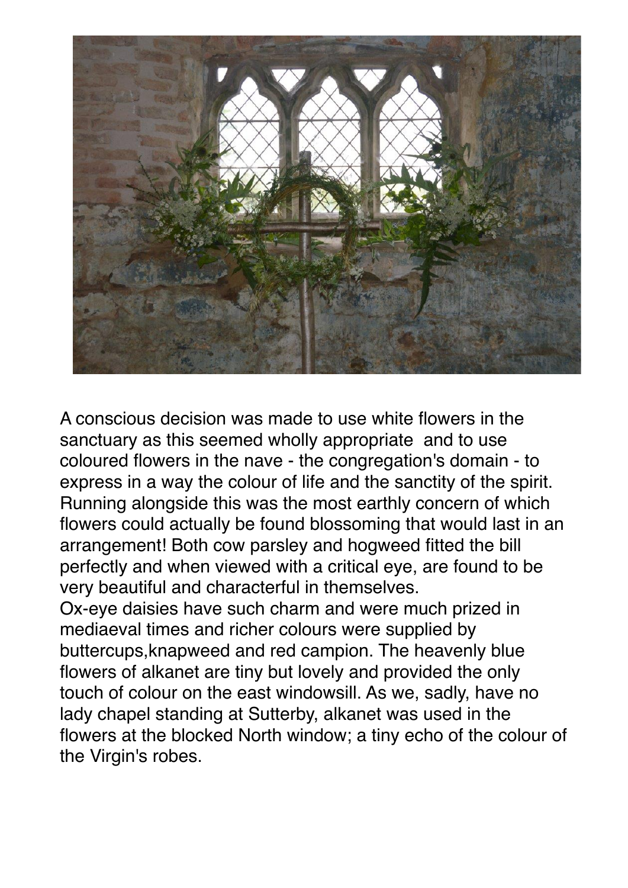A conscious decision was made to use white flowers in the sanctuary as this seemed wholly appropriate and to use coloured flowers in the nave - the congregation's domain - to express in a way the colour of life and the sanctity of the spirit. Running alongside this was the most earthly concern of which flowers could actually be found blossoming that would last in an arrangement! Both cow parsley and hogweed fitted the bill perfectly and when viewed with a critical eye, are found to be very beautiful and characterful in themselves.

Ox-eye daisies have such charm and were much prized in mediaeval times and richer colours were supplied by buttercups,knapweed and red campion. The heavenly blue flowers of alkanet are tiny but lovely and provided the only touch of colour on the east windowsill. As we, sadly, have no lady chapel standing at Sutterby, alkanet was used in the flowers at the blocked North window; a tiny echo of the colour of the Virgin's robes.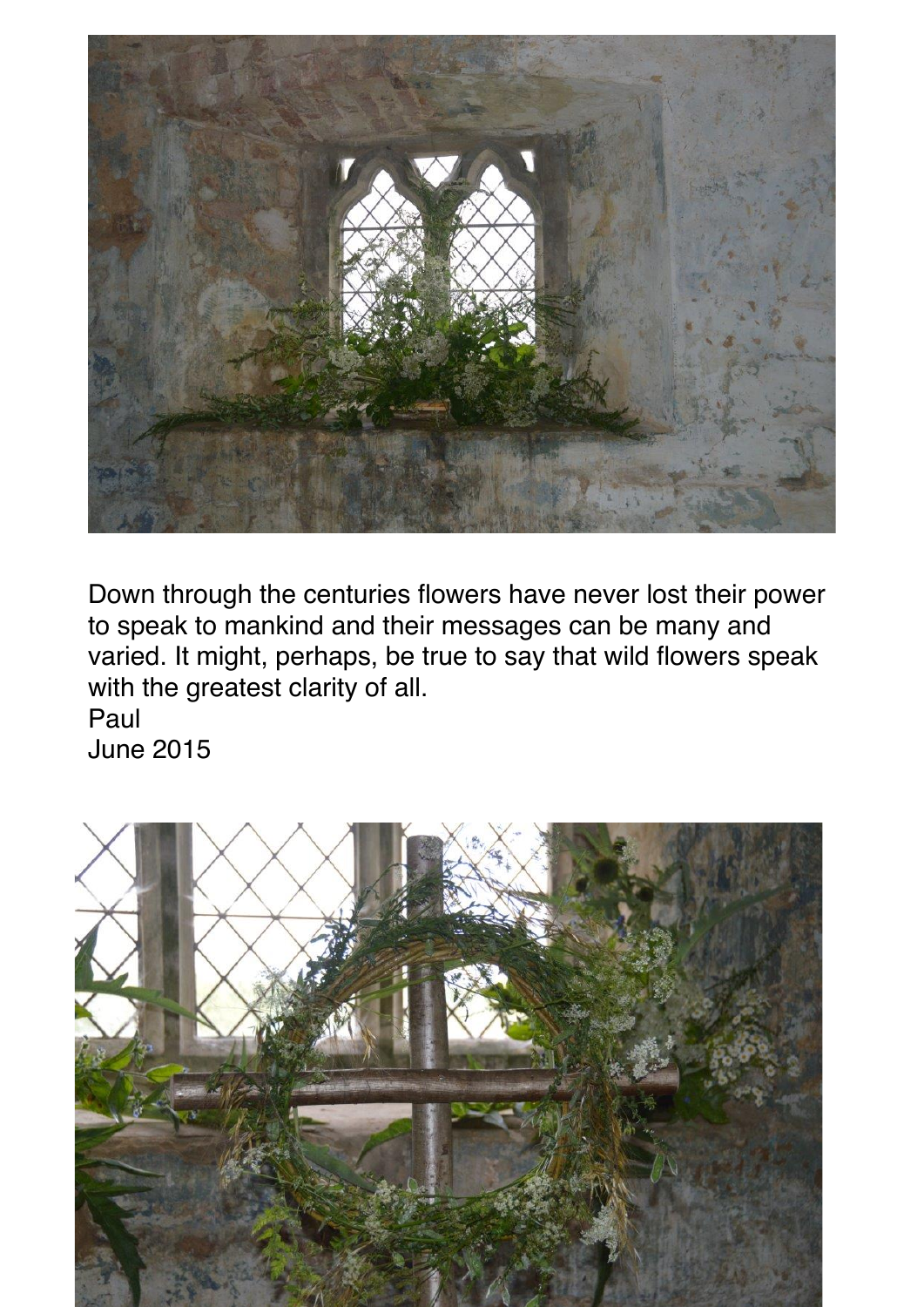Down through the centuries flowers have never lost their power to speak to mankind and their messages can be many and varied. It might, perhaps, be true to say that wild flowers speak with the greatest clarity of all.

Paul
June 2015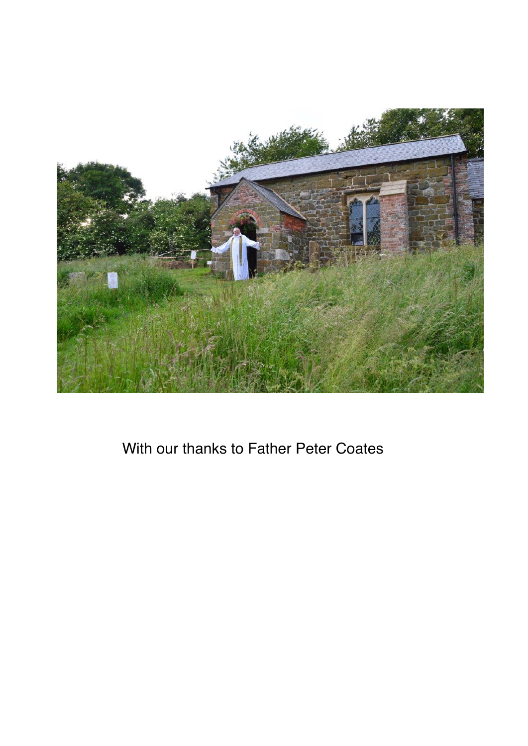With our thanks to Father Peter Coates